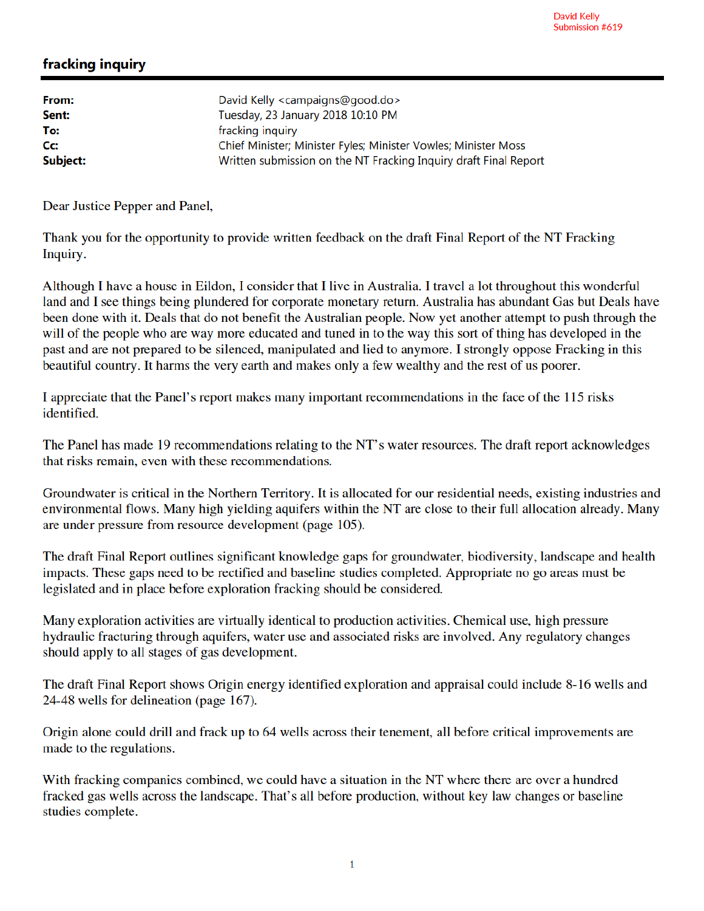David Kelly
Submission #619

## fracking inquiry

| | |
|---|---|
| **From:** | David Kelly <campaigns@good.do> |
| **Sent:** | Tuesday, 23 January 2018 10:10 PM |
| **To:** | fracking inquiry |
| **Cc:** | Chief Minister; Minister Fyles; Minister Vowles; Minister Moss |
| **Subject:** | Written submission on the NT Fracking Inquiry draft Final Report |

Dear Justice Pepper and Panel,

Thank you for the opportunity to provide written feedback on the draft Final Report of the NT Fracking Inquiry.

Although I have a house in Eildon, I consider that I live in Australia. I travel a lot throughout this wonderful land and I see things being plundered for corporate monetary return. Australia has abundant Gas but Deals have been done with it. Deals that do not benefit the Australian people. Now yet another attempt to push through the will of the people who are way more educated and tuned in to the way this sort of thing has developed in the past and are not prepared to be silenced, manipulated and lied to anymore. I strongly oppose Fracking in this beautiful country. It harms the very earth and makes only a few wealthy and the rest of us poorer.

I appreciate that the Panel's report makes many important recommendations in the face of the 115 risks identified.

The Panel has made 19 recommendations relating to the NT's water resources. The draft report acknowledges that risks remain, even with these recommendations.

Groundwater is critical in the Northern Territory. It is allocated for our residential needs, existing industries and environmental flows. Many high yielding aquifers within the NT are close to their full allocation already. Many are under pressure from resource development (page 105).

The draft Final Report outlines significant knowledge gaps for groundwater, biodiversity, landscape and health impacts. These gaps need to be rectified and baseline studies completed. Appropriate no go areas must be legislated and in place before exploration fracking should be considered.

Many exploration activities are virtually identical to production activities. Chemical use, high pressure hydraulic fracturing through aquifers, water use and associated risks are involved. Any regulatory changes should apply to all stages of gas development.

The draft Final Report shows Origin energy identified exploration and appraisal could include 8-16 wells and 24-48 wells for delineation (page 167).

Origin alone could drill and frack up to 64 wells across their tenement, all before critical improvements are made to the regulations.

With fracking companies combined, we could have a situation in the NT where there are over a hundred fracked gas wells across the landscape. That's all before production, without key law changes or baseline studies complete.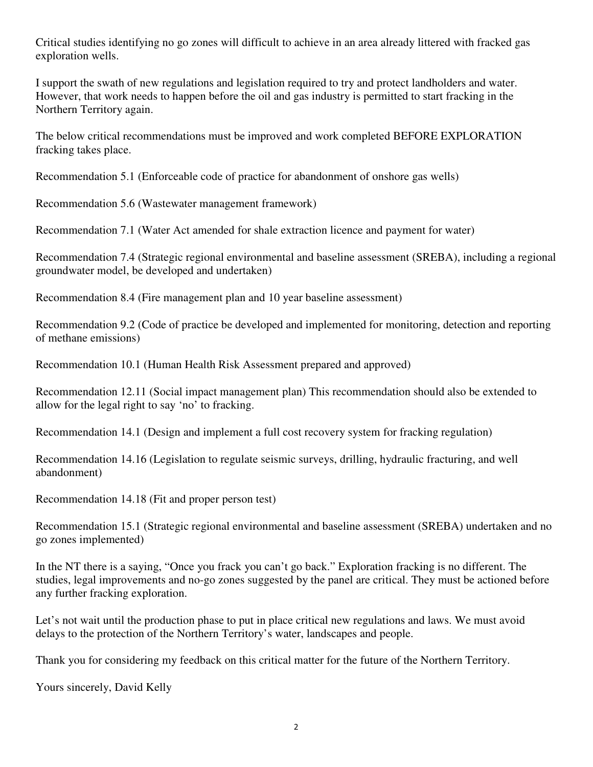Critical studies identifying no go zones will difficult to achieve in an area already littered with fracked gas exploration wells.

I support the swath of new regulations and legislation required to try and protect landholders and water. However, that work needs to happen before the oil and gas industry is permitted to start fracking in the Northern Territory again.

The below critical recommendations must be improved and work completed BEFORE EXPLORATION fracking takes place.

Recommendation 5.1 (Enforceable code of practice for abandonment of onshore gas wells)

Recommendation 5.6 (Wastewater management framework)

Recommendation 7.1 (Water Act amended for shale extraction licence and payment for water)

Recommendation 7.4 (Strategic regional environmental and baseline assessment (SREBA), including a regional groundwater model, be developed and undertaken)

Recommendation 8.4 (Fire management plan and 10 year baseline assessment)

Recommendation 9.2 (Code of practice be developed and implemented for monitoring, detection and reporting of methane emissions)

Recommendation 10.1 (Human Health Risk Assessment prepared and approved)

Recommendation 12.11 (Social impact management plan) This recommendation should also be extended to allow for the legal right to say 'no' to fracking.

Recommendation 14.1 (Design and implement a full cost recovery system for fracking regulation)

Recommendation 14.16 (Legislation to regulate seismic surveys, drilling, hydraulic fracturing, and well abandonment)

Recommendation 14.18 (Fit and proper person test)

Recommendation 15.1 (Strategic regional environmental and baseline assessment (SREBA) undertaken and no go zones implemented)

In the NT there is a saying, "Once you frack you can't go back." Exploration fracking is no different. The studies, legal improvements and no-go zones suggested by the panel are critical. They must be actioned before any further fracking exploration.

Let's not wait until the production phase to put in place critical new regulations and laws. We must avoid delays to the protection of the Northern Territory's water, landscapes and people.

Thank you for considering my feedback on this critical matter for the future of the Northern Territory.

Yours sincerely, David Kelly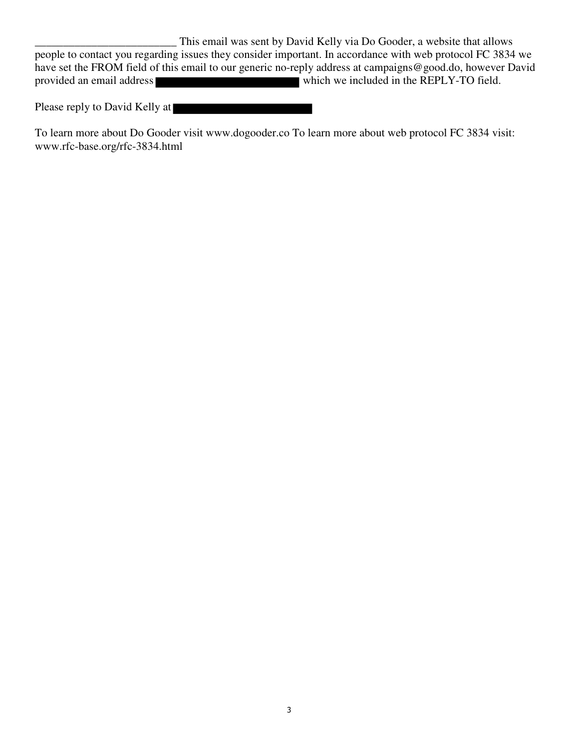_________________________ This email was sent by David Kelly via Do Gooder, a website that allows people to contact you regarding issues they consider important. In accordance with web protocol FC 3834 we have set the FROM field of this email to our generic no-reply address at campaigns@good.do, however David provided an email address ██████████████ which we included in the REPLY-TO field.

Please reply to David Kelly at ██████████████

To learn more about Do Gooder visit www.dogooder.co To learn more about web protocol FC 3834 visit: www.rfc-base.org/rfc-3834.html